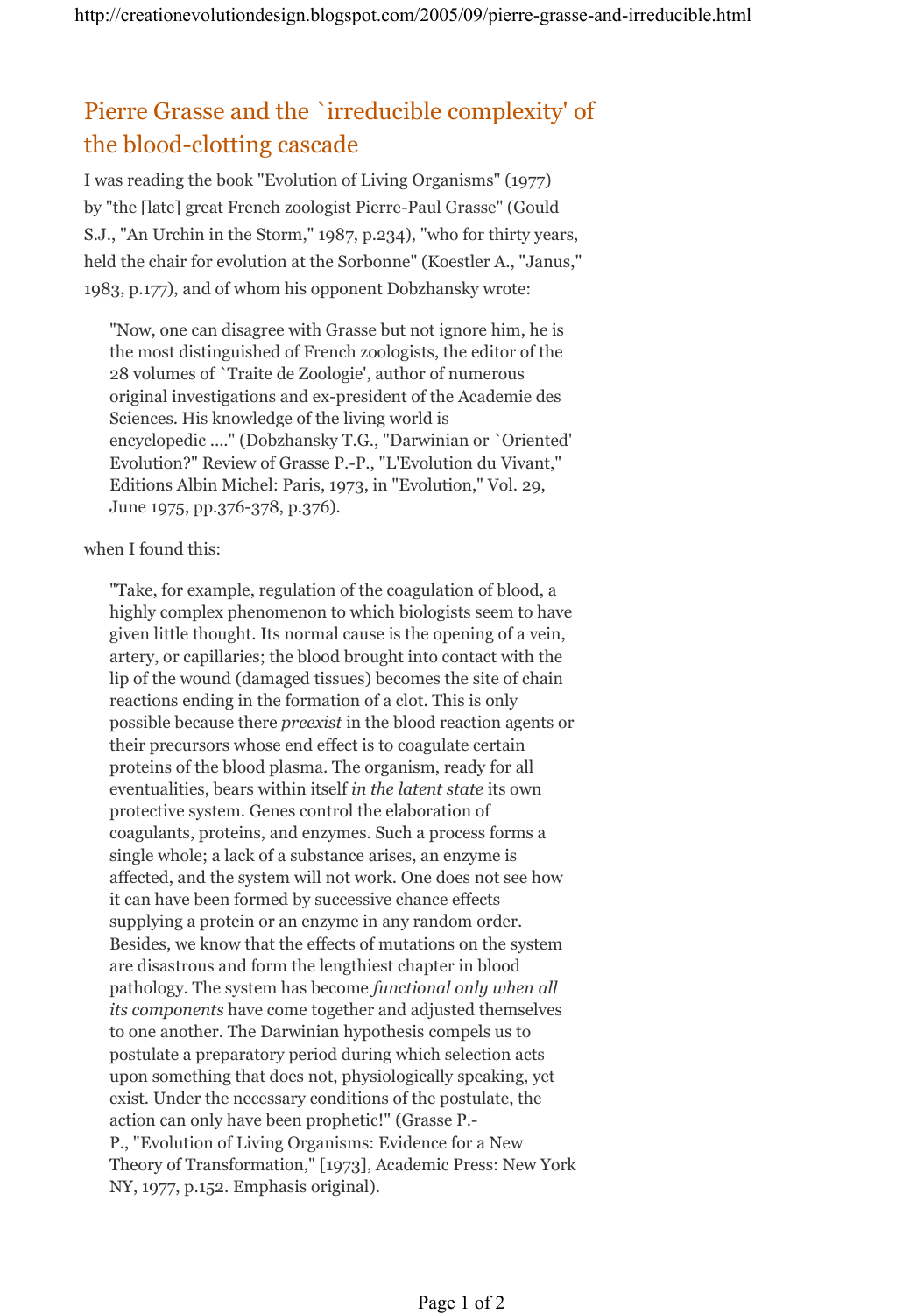# Pierre Grasse and the `irreducible complexity' of the blood-clotting cascade

I was reading the book "Evolution of Living Organisms" (1977) by "the [late] great French zoologist Pierre-Paul Grasse" (Gould S.J., "An Urchin in the Storm," 1987, p.234), "who for thirty years, held the chair for evolution at the Sorbonne" (Koestler A., "Janus," 1983, p.177), and of whom his opponent Dobzhansky wrote:

> "Now, one can disagree with Grasse but not ignore him, he is the most distinguished of French zoologists, the editor of the 28 volumes of `Traite de Zoologie', author of numerous original investigations and ex-president of the Academie des Sciences. His knowledge of the living world is encyclopedic ...." (Dobzhansky T.G., "Darwinian or `Oriented' Evolution?" Review of Grasse P.-P., "L'Evolution du Vivant," Editions Albin Michel: Paris, 1973, in "Evolution," Vol. 29, June 1975, pp.376-378, p.376).

when I found this:

> "Take, for example, regulation of the coagulation of blood, a highly complex phenomenon to which biologists seem to have given little thought. Its normal cause is the opening of a vein, artery, or capillaries; the blood brought into contact with the lip of the wound (damaged tissues) becomes the site of chain reactions ending in the formation of a clot. This is only possible because there *preexist* in the blood reaction agents or their precursors whose end effect is to coagulate certain proteins of the blood plasma. The organism, ready for all eventualities, bears within itself *in the latent state* its own protective system. Genes control the elaboration of coagulants, proteins, and enzymes. Such a process forms a single whole; a lack of a substance arises, an enzyme is affected, and the system will not work. One does not see how it can have been formed by successive chance effects supplying a protein or an enzyme in any random order. Besides, we know that the effects of mutations on the system are disastrous and form the lengthiest chapter in blood pathology. The system has become *functional only when all its components* have come together and adjusted themselves to one another. The Darwinian hypothesis compels us to postulate a preparatory period during which selection acts upon something that does not, physiologically speaking, yet exist. Under the necessary conditions of the postulate, the action can only have been prophetic!" (Grasse P.-P., "Evolution of Living Organisms: Evidence for a New Theory of Transformation," [1973], Academic Press: New York NY, 1977, p.152. Emphasis original).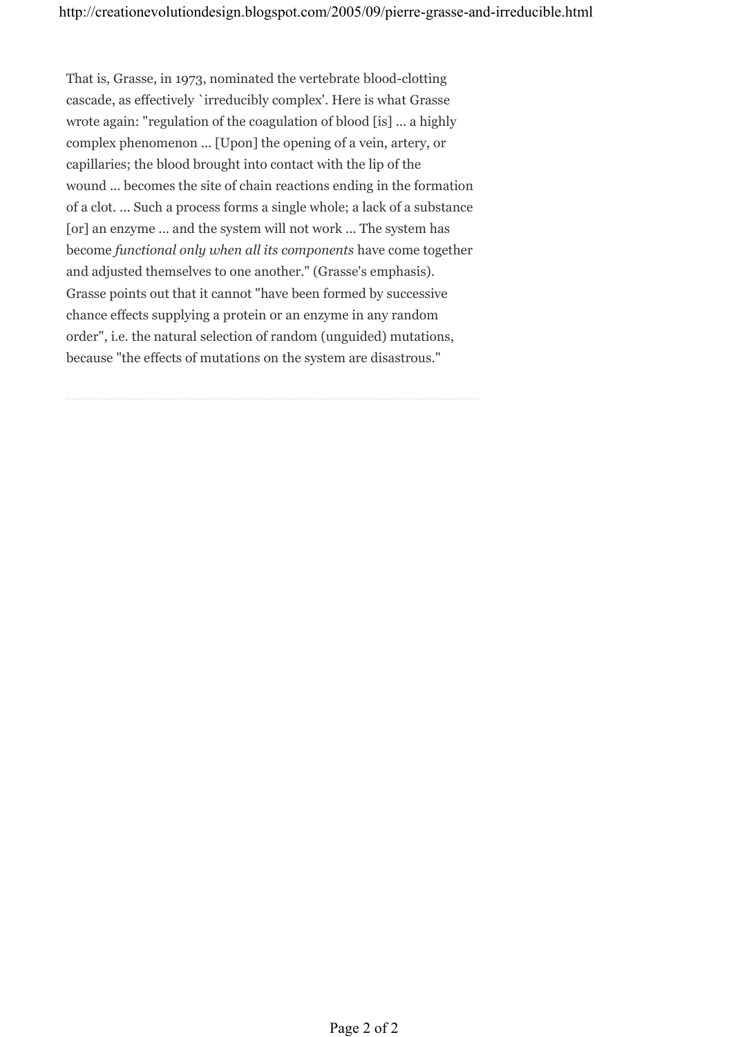That is, Grasse, in 1973, nominated the vertebrate blood-clotting cascade, as effectively `irreducibly complex'. Here is what Grasse wrote again: "regulation of the coagulation of blood [is] ... a highly complex phenomenon ... [Upon] the opening of a vein, artery, or capillaries; the blood brought into contact with the lip of the wound ... becomes the site of chain reactions ending in the formation of a clot. ... Such a process forms a single whole; a lack of a substance [or] an enzyme ... and the system will not work ... The system has become *functional only when all its components* have come together and adjusted themselves to one another." (Grasse's emphasis). Grasse points out that it cannot "have been formed by successive chance effects supplying a protein or an enzyme in any random order", i.e. the natural selection of random (unguided) mutations, because "the effects of mutations on the system are disastrous."